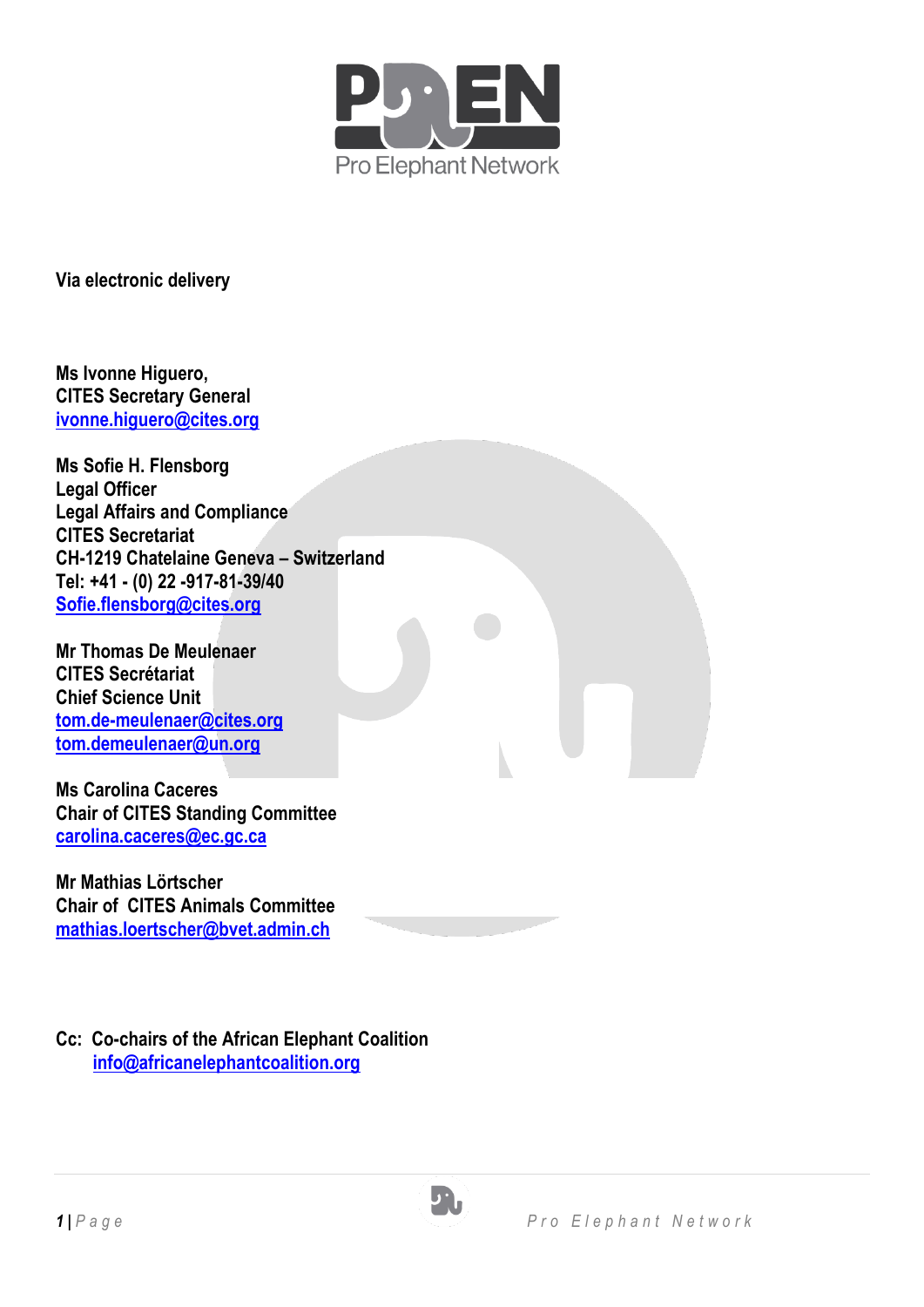Pro Elephant Network

**Via electronic delivery**

**Ms Ivonne Higuero,**
**CITES Secretary General**
**ivonne.higuero@cites.org**

**Ms Sofie H. Flensborg**
**Legal Officer**
**Legal Affairs and Compliance**
**CITES Secretariat**
**CH-1219 Chatelaine Geneva – Switzerland**
**Tel: +41 - (0) 22 -917-81-39/40**
**Sofie.flensborg@cites.org**

**Mr Thomas De Meulenaer**
**CITES Secrétariat**
**Chief Science Unit**
**tom.de-meulenaer@cites.org**
**tom.demeulenaer@un.org**

**Ms Carolina Caceres**
**Chair of CITES Standing Committee**
**carolina.caceres@ec.gc.ca**

**Mr Mathias Lörtscher**
**Chair of CITES Animals Committee**
**mathias.loertscher@bvet.admin.ch**

**Cc: Co-chairs of the African Elephant Coalition**
**info@africanelephantcoalition.org**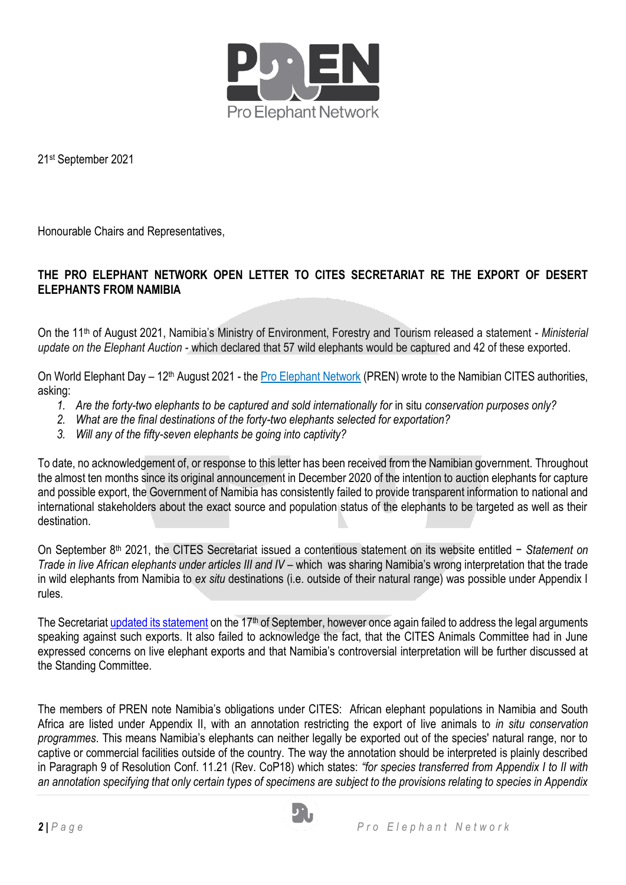21st September 2021

Honourable Chairs and Representatives,

**THE PRO ELEPHANT NETWORK OPEN LETTER TO CITES SECRETARIAT RE THE EXPORT OF DESERT ELEPHANTS FROM NAMIBIA**

On the 11th of August 2021, Namibia's Ministry of Environment, Forestry and Tourism released a statement - *Ministerial update on the Elephant Auction* - which declared that 57 wild elephants would be captured and 42 of these exported.

On World Elephant Day – 12th August 2021 - the Pro Elephant Network (PREN) wrote to the Namibian CITES authorities, asking:

1. *Are the forty-two elephants to be captured and sold internationally for* in situ *conservation purposes only?*
2. *What are the final destinations of the forty-two elephants selected for exportation?*
3. *Will any of the fifty-seven elephants be going into captivity?*

To date, no acknowledgement of, or response to this letter has been received from the Namibian government. Throughout the almost ten months since its original announcement in December 2020 of the intention to auction elephants for capture and possible export, the Government of Namibia has consistently failed to provide transparent information to national and international stakeholders about the exact source and population status of the elephants to be targeted as well as their destination.

On September 8th 2021, the CITES Secretariat issued a contentious statement on its website entitled – *Statement on Trade in live African elephants under articles III and IV* – which was sharing Namibia's wrong interpretation that the trade in wild elephants from Namibia to *ex situ* destinations (i.e. outside of their natural range) was possible under Appendix I rules.

The Secretariat updated its statement on the 17th of September, however once again failed to address the legal arguments speaking against such exports. It also failed to acknowledge the fact, that the CITES Animals Committee had in June expressed concerns on live elephant exports and that Namibia's controversial interpretation will be further discussed at the Standing Committee.

The members of PREN note Namibia's obligations under CITES: African elephant populations in Namibia and South Africa are listed under Appendix II, with an annotation restricting the export of live animals to *in situ conservation programmes*. This means Namibia's elephants can neither legally be exported out of the species' natural range, nor to captive or commercial facilities outside of the country. The way the annotation should be interpreted is plainly described in Paragraph 9 of Resolution Conf. 11.21 (Rev. CoP18) which states: *"for species transferred from Appendix I to II with an annotation specifying that only certain types of specimens are subject to the provisions relating to species in Appendix*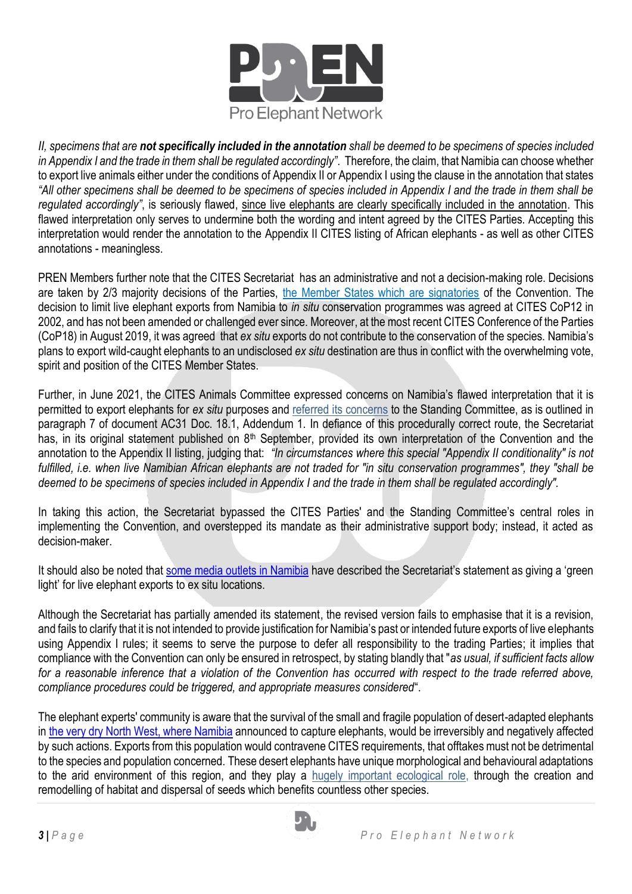*II, specimens that are **not specifically included in the annotation** shall be deemed to be specimens of species included in Appendix I and the trade in them shall be regulated accordingly"*. Therefore, the claim, that Namibia can choose whether to export live animals either under the conditions of Appendix II or Appendix I using the clause in the annotation that states *"All other specimens shall be deemed to be specimens of species included in Appendix I and the trade in them shall be regulated accordingly"*, is seriously flawed, since live elephants are clearly specifically included in the annotation. This flawed interpretation only serves to undermine both the wording and intent agreed by the CITES Parties. Accepting this interpretation would render the annotation to the Appendix II CITES listing of African elephants - as well as other CITES annotations - meaningless.

PREN Members further note that the CITES Secretariat has an administrative and not a decision-making role. Decisions are taken by 2/3 majority decisions of the Parties, the Member States which are signatories of the Convention. The decision to limit live elephant exports from Namibia to *in situ* conservation programmes was agreed at CITES CoP12 in 2002, and has not been amended or challenged ever since. Moreover, at the most recent CITES Conference of the Parties (CoP18) in August 2019, it was agreed that *ex situ* exports do not contribute to the conservation of the species. Namibia's plans to export wild-caught elephants to an undisclosed *ex situ* destination are thus in conflict with the overwhelming vote, spirit and position of the CITES Member States.

Further, in June 2021, the CITES Animals Committee expressed concerns on Namibia's flawed interpretation that it is permitted to export elephants for *ex situ* purposes and referred its concerns to the Standing Committee, as is outlined in paragraph 7 of document AC31 Doc. 18.1, Addendum 1. In defiance of this procedurally correct route, the Secretariat has, in its original statement published on 8th September, provided its own interpretation of the Convention and the annotation to the Appendix II listing, judging that: *"In circumstances where this special "Appendix II conditionality" is not fulfilled, i.e. when live Namibian African elephants are not traded for "in situ conservation programmes", they "shall be deemed to be specimens of species included in Appendix I and the trade in them shall be regulated accordingly".*

In taking this action, the Secretariat bypassed the CITES Parties' and the Standing Committee's central roles in implementing the Convention, and overstepped its mandate as their administrative support body; instead, it acted as decision-maker.

It should also be noted that some media outlets in Namibia have described the Secretariat's statement as giving a 'green light' for live elephant exports to ex situ locations.

Although the Secretariat has partially amended its statement, the revised version fails to emphasise that it is a revision, and fails to clarify that it is not intended to provide justification for Namibia's past or intended future exports of live elephants using Appendix I rules; it seems to serve the purpose to defer all responsibility to the trading Parties; it implies that compliance with the Convention can only be ensured in retrospect, by stating blandly that "*as usual, if sufficient facts allow for a reasonable inference that a violation of the Convention has occurred with respect to the trade referred above, compliance procedures could be triggered, and appropriate measures considered*".

The elephant experts' community is aware that the survival of the small and fragile population of desert-adapted elephants in the very dry North West, where Namibia announced to capture elephants, would be irreversibly and negatively affected by such actions. Exports from this population would contravene CITES requirements, that offtakes must not be detrimental to the species and population concerned. These desert elephants have unique morphological and behavioural adaptations to the arid environment of this region, and they play a hugely important ecological role, through the creation and remodelling of habitat and dispersal of seeds which benefits countless other species.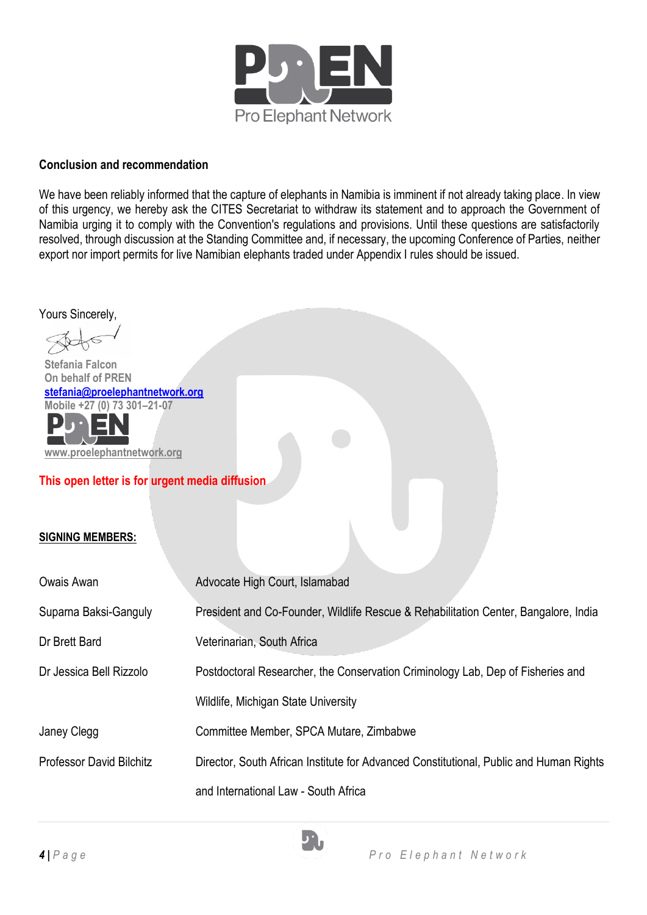**Conclusion and recommendation**

We have been reliably informed that the capture of elephants in Namibia is imminent if not already taking place. In view of this urgency, we hereby ask the CITES Secretariat to withdraw its statement and to approach the Government of Namibia urging it to comply with the Convention's regulations and provisions. Until these questions are satisfactorily resolved, through discussion at the Standing Committee and, if necessary, the upcoming Conference of Parties, neither export nor import permits for live Namibian elephants traded under Appendix I rules should be issued.

Yours Sincerely,

Stefania Falcon
On behalf of PREN
stefania@proelephantnetwork.org
Mobile +27 (0) 73 301–21-07

www.proelephantnetwork.org

**This open letter is for urgent media diffusion**

**SIGNING MEMBERS:**

| | |
|---|---|
| Owais Awan | Advocate High Court, Islamabad |
| Suparna Baksi-Ganguly | President and Co-Founder, Wildlife Rescue & Rehabilitation Center, Bangalore, India |
| Dr Brett Bard | Veterinarian, South Africa |
| Dr Jessica Bell Rizzolo | Postdoctoral Researcher, the Conservation Criminology Lab, Dep of Fisheries and Wildlife, Michigan State University |
| Janey Clegg | Committee Member, SPCA Mutare, Zimbabwe |
| Professor David Bilchitz | Director, South African Institute for Advanced Constitutional, Public and Human Rights and International Law - South Africa |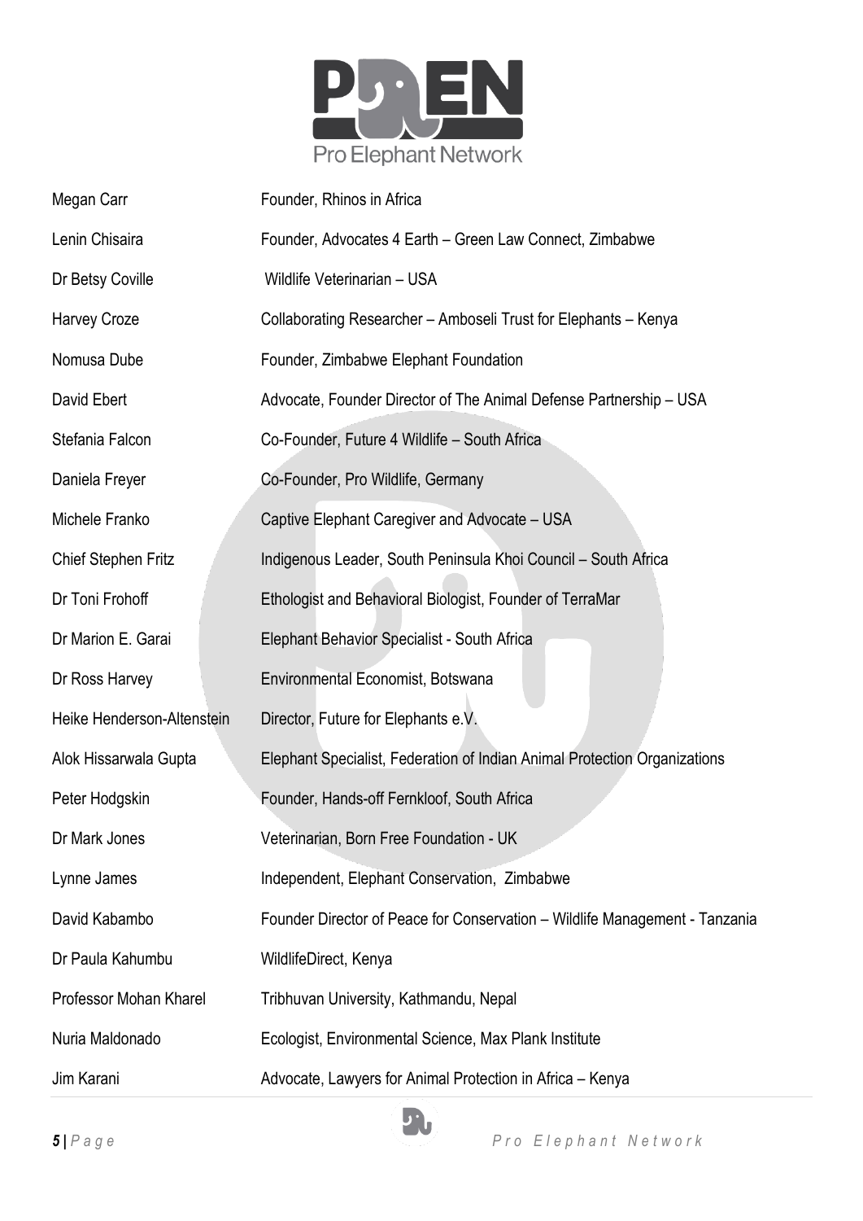| | |
|---|---|
| Megan Carr | Founder, Rhinos in Africa |
| Lenin Chisaira | Founder, Advocates 4 Earth – Green Law Connect, Zimbabwe |
| Dr Betsy Coville | Wildlife Veterinarian – USA |
| Harvey Croze | Collaborating Researcher – Amboseli Trust for Elephants – Kenya |
| Nomusa Dube | Founder, Zimbabwe Elephant Foundation |
| David Ebert | Advocate, Founder Director of The Animal Defense Partnership – USA |
| Stefania Falcon | Co-Founder, Future 4 Wildlife – South Africa |
| Daniela Freyer | Co-Founder, Pro Wildlife, Germany |
| Michele Franko | Captive Elephant Caregiver and Advocate – USA |
| Chief Stephen Fritz | Indigenous Leader, South Peninsula Khoi Council – South Africa |
| Dr Toni Frohoff | Ethologist and Behavioral Biologist, Founder of TerraMar |
| Dr Marion E. Garai | Elephant Behavior Specialist - South Africa |
| Dr Ross Harvey | Environmental Economist, Botswana |
| Heike Henderson-Altenstein | Director, Future for Elephants e.V. |
| Alok Hissarwala Gupta | Elephant Specialist, Federation of Indian Animal Protection Organizations |
| Peter Hodgskin | Founder, Hands-off Fernkloof, South Africa |
| Dr Mark Jones | Veterinarian, Born Free Foundation - UK |
| Lynne James | Independent, Elephant Conservation, Zimbabwe |
| David Kabambo | Founder Director of Peace for Conservation – Wildlife Management - Tanzania |
| Dr Paula Kahumbu | WildlifeDirect, Kenya |
| Professor Mohan Kharel | Tribhuvan University, Kathmandu, Nepal |
| Nuria Maldonado | Ecologist, Environmental Science, Max Plank Institute |
| Jim Karani | Advocate, Lawyers for Animal Protection in Africa – Kenya |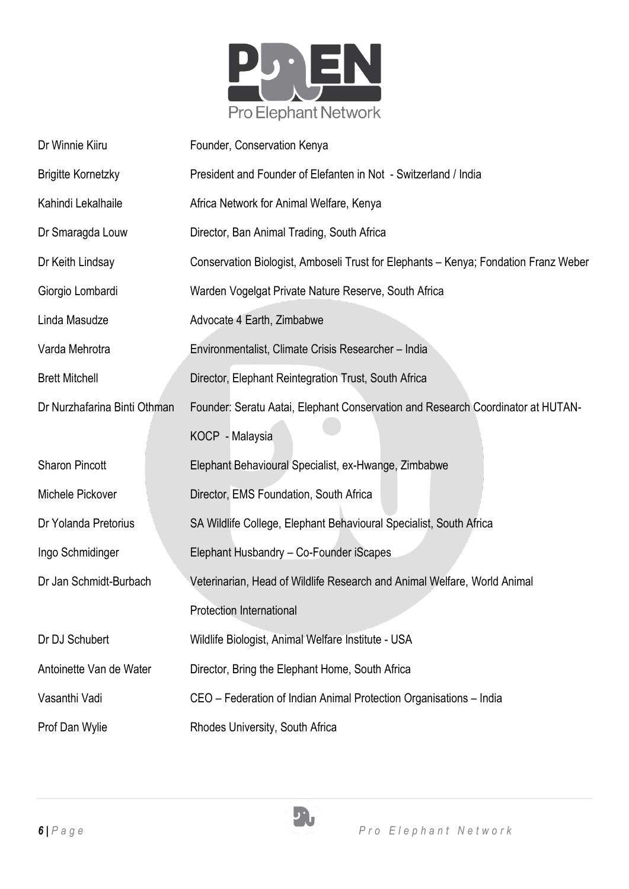Pro Elephant Network

| | |
|---|---|
| Dr Winnie Kiiru | Founder, Conservation Kenya |
| Brigitte Kornetzky | President and Founder of Elefanten in Not - Switzerland / India |
| Kahindi Lekalhaile | Africa Network for Animal Welfare, Kenya |
| Dr Smaragda Louw | Director, Ban Animal Trading, South Africa |
| Dr Keith Lindsay | Conservation Biologist, Amboseli Trust for Elephants – Kenya; Fondation Franz Weber |
| Giorgio Lombardi | Warden Vogelgat Private Nature Reserve, South Africa |
| Linda Masudze | Advocate 4 Earth, Zimbabwe |
| Varda Mehrotra | Environmentalist, Climate Crisis Researcher – India |
| Brett Mitchell | Director, Elephant Reintegration Trust, South Africa |
| Dr Nurzhafarina Binti Othman | Founder: Seratu Aatai, Elephant Conservation and Research Coordinator at HUTAN-KOCP - Malaysia |
| Sharon Pincott | Elephant Behavioural Specialist, ex-Hwange, Zimbabwe |
| Michele Pickover | Director, EMS Foundation, South Africa |
| Dr Yolanda Pretorius | SA Wildlife College, Elephant Behavioural Specialist, South Africa |
| Ingo Schmidinger | Elephant Husbandry – Co-Founder iScapes |
| Dr Jan Schmidt-Burbach | Veterinarian, Head of Wildlife Research and Animal Welfare, World Animal Protection International |
| Dr DJ Schubert | Wildlife Biologist, Animal Welfare Institute - USA |
| Antoinette Van de Water | Director, Bring the Elephant Home, South Africa |
| Vasanthi Vadi | CEO – Federation of Indian Animal Protection Organisations – India |
| Prof Dan Wylie | Rhodes University, South Africa |